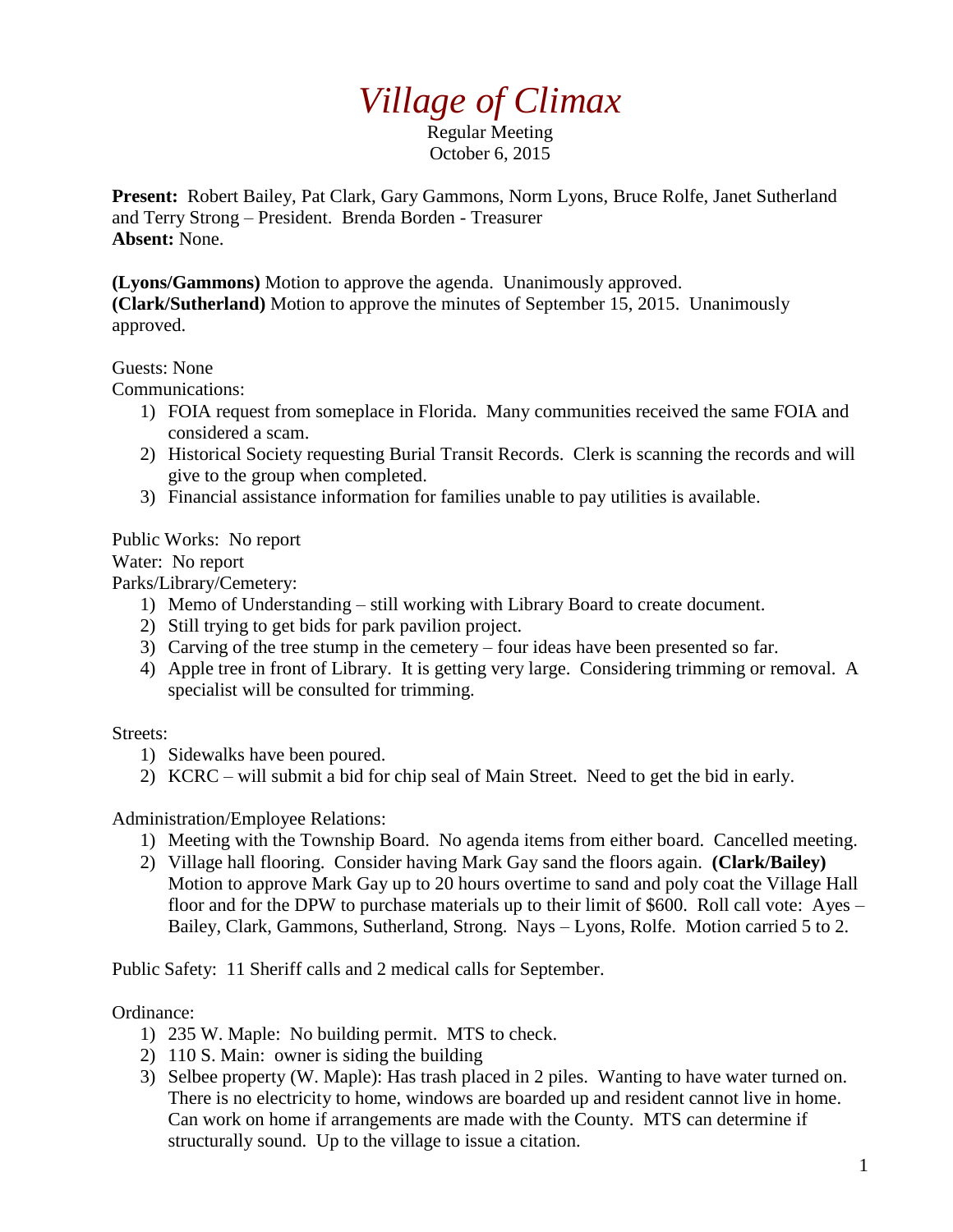# *Village of Climax*

Regular Meeting
October 6, 2015

**Present:** Robert Bailey, Pat Clark, Gary Gammons, Norm Lyons, Bruce Rolfe, Janet Sutherland and Terry Strong – President. Brenda Borden - Treasurer
**Absent:** None.

**(Lyons/Gammons)** Motion to approve the agenda. Unanimously approved.
**(Clark/Sutherland)** Motion to approve the minutes of September 15, 2015. Unanimously approved.

Guests: None
Communications:

1) FOIA request from someplace in Florida. Many communities received the same FOIA and considered a scam.
2) Historical Society requesting Burial Transit Records. Clerk is scanning the records and will give to the group when completed.
3) Financial assistance information for families unable to pay utilities is available.

Public Works: No report
Water: No report
Parks/Library/Cemetery:

1) Memo of Understanding – still working with Library Board to create document.
2) Still trying to get bids for park pavilion project.
3) Carving of the tree stump in the cemetery – four ideas have been presented so far.
4) Apple tree in front of Library. It is getting very large. Considering trimming or removal. A specialist will be consulted for trimming.

Streets:

1) Sidewalks have been poured.
2) KCRC – will submit a bid for chip seal of Main Street. Need to get the bid in early.

Administration/Employee Relations:

1) Meeting with the Township Board. No agenda items from either board. Cancelled meeting.
2) Village hall flooring. Consider having Mark Gay sand the floors again. **(Clark/Bailey)** Motion to approve Mark Gay up to 20 hours overtime to sand and poly coat the Village Hall floor and for the DPW to purchase materials up to their limit of $600. Roll call vote: Ayes – Bailey, Clark, Gammons, Sutherland, Strong. Nays – Lyons, Rolfe. Motion carried 5 to 2.

Public Safety: 11 Sheriff calls and 2 medical calls for September.

Ordinance:

1) 235 W. Maple: No building permit. MTS to check.
2) 110 S. Main: owner is siding the building
3) Selbee property (W. Maple): Has trash placed in 2 piles. Wanting to have water turned on. There is no electricity to home, windows are boarded up and resident cannot live in home. Can work on home if arrangements are made with the County. MTS can determine if structurally sound. Up to the village to issue a citation.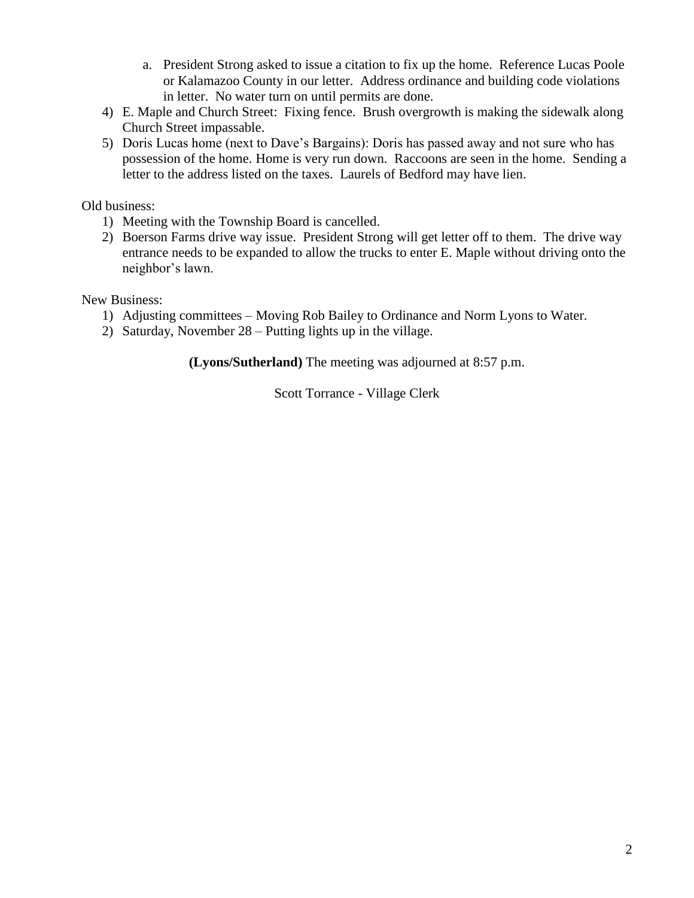a. President Strong asked to issue a citation to fix up the home. Reference Lucas Poole or Kalamazoo County in our letter. Address ordinance and building code violations in letter. No water turn on until permits are done.

4) E. Maple and Church Street: Fixing fence. Brush overgrowth is making the sidewalk along Church Street impassable.
5) Doris Lucas home (next to Dave's Bargains): Doris has passed away and not sure who has possession of the home. Home is very run down. Raccoons are seen in the home. Sending a letter to the address listed on the taxes. Laurels of Bedford may have lien.

Old business:

1) Meeting with the Township Board is cancelled.
2) Boerson Farms drive way issue. President Strong will get letter off to them. The drive way entrance needs to be expanded to allow the trucks to enter E. Maple without driving onto the neighbor's lawn.

New Business:

1) Adjusting committees – Moving Rob Bailey to Ordinance and Norm Lyons to Water.
2) Saturday, November 28 – Putting lights up in the village.

**(Lyons/Sutherland)** The meeting was adjourned at 8:57 p.m.

Scott Torrance - Village Clerk